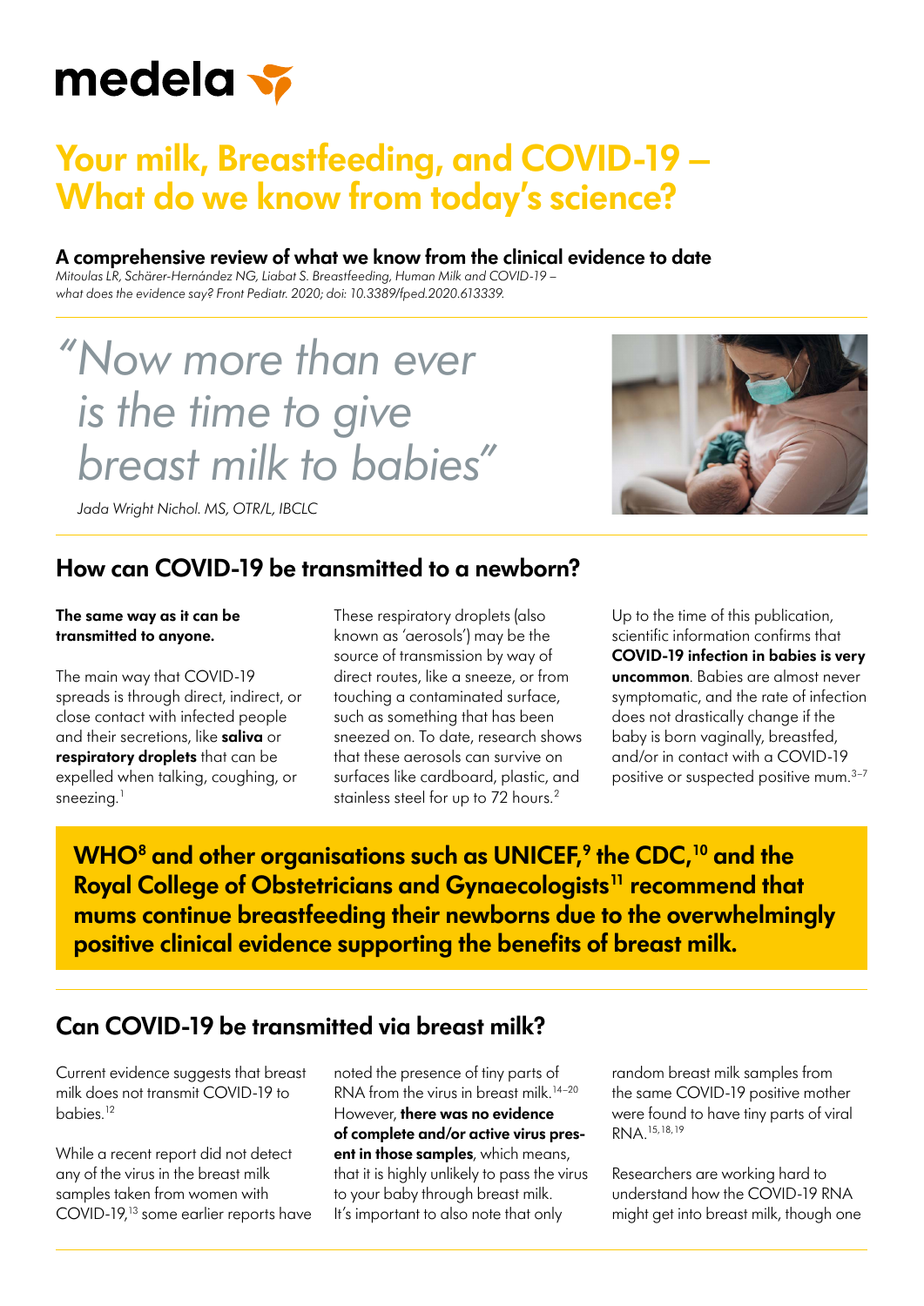medela

# Your milk, Breastfeeding, and COVID-19 – What do we know from today's science?

**A comprehensive review of what we know from the clinical evidence to date**

*Mitoulas LR, Schärer-Hernández NG, Liabat S. Breastfeeding, Human Milk and COVID-19 – what does the evidence say? Front Pediatr. 2020; doi: 10.3389/fped.2020.613339.*

> *"Now more than ever is the time to give breast milk to babies"*
>
> *Jada Wright Nichol. MS, OTR/L, IBCLC*

## How can COVID-19 be transmitted to a newborn?

**The same way as it can be transmitted to anyone.**

The main way that COVID-19 spreads is through direct, indirect, or close contact with infected people and their secretions, like **saliva** or **respiratory droplets** that can be expelled when talking, coughing, or sneezing.[1]

These respiratory droplets (also known as 'aerosols') may be the source of transmission by way of direct routes, like a sneeze, or from touching a contaminated surface, such as something that has been sneezed on. To date, research shows that these aerosols can survive on surfaces like cardboard, plastic, and stainless steel for up to 72 hours.[2]

Up to the time of this publication, scientific information confirms that **COVID-19 infection in babies is very uncommon**. Babies are almost never symptomatic, and the rate of infection does not drastically change if the baby is born vaginally, breastfed, and/or in contact with a COVID-19 positive or suspected positive mum.[3–7]

**WHO[8] and other organisations such as UNICEF,[9] the CDC,[10] and the Royal College of Obstetricians and Gynaecologists[11] recommend that mums continue breastfeeding their newborns due to the overwhelmingly positive clinical evidence supporting the benefits of breast milk.**

## Can COVID-19 be transmitted via breast milk?

Current evidence suggests that breast milk does not transmit COVID-19 to babies.[12]

While a recent report did not detect any of the virus in the breast milk samples taken from women with COVID-19,[13] some earlier reports have noted the presence of tiny parts of RNA from the virus in breast milk.[14–20] However, **there was no evidence of complete and/or active virus present in those samples**, which means, that it is highly unlikely to pass the virus to your baby through breast milk. It's important to also note that only random breast milk samples from the same COVID-19 positive mother were found to have tiny parts of viral RNA.[15,18,19]

Researchers are working hard to understand how the COVID-19 RNA might get into breast milk, though one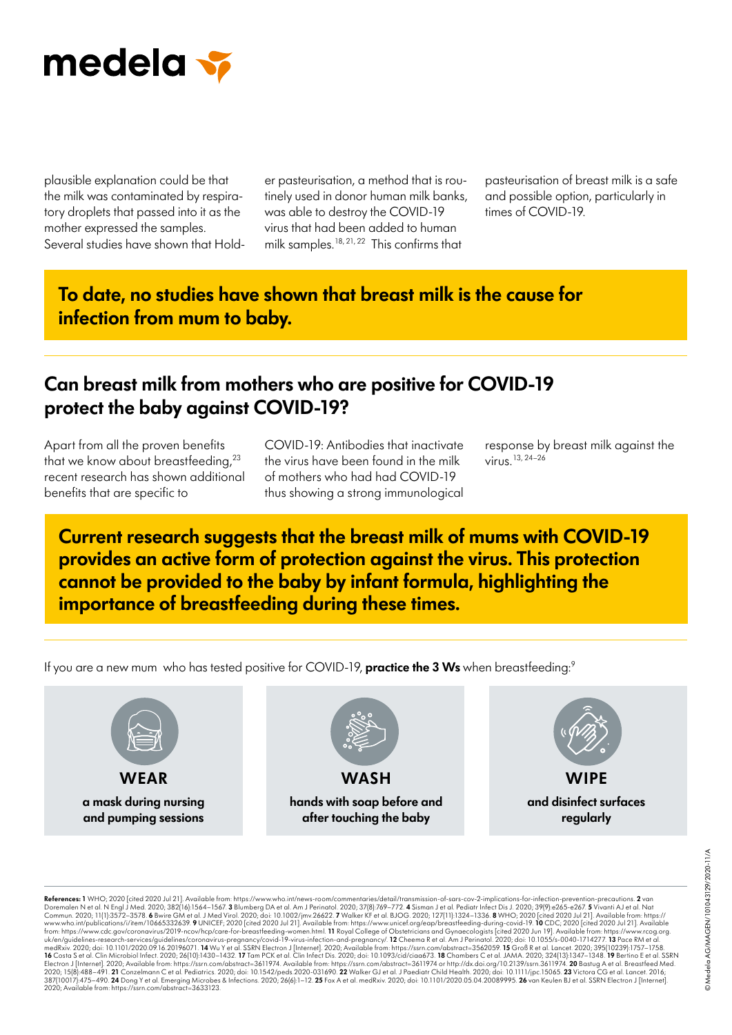plausible explanation could be that the milk was contaminated by respiratory droplets that passed into it as the mother expressed the samples. Several studies have shown that Holder pasteurisation, a method that is routinely used in donor human milk banks, was able to destroy the COVID-19 virus that had been added to human milk samples.[18, 21, 22] This confirms that pasteurisation of breast milk is a safe and possible option, particularly in times of COVID-19.

**To date, no studies have shown that breast milk is the cause for infection from mum to baby.**

## Can breast milk from mothers who are positive for COVID-19 protect the baby against COVID-19?

Apart from all the proven benefits that we know about breastfeeding,[23] recent research has shown additional benefits that are specific to COVID-19: Antibodies that inactivate the virus have been found in the milk of mothers who had had COVID-19 thus showing a strong immunological response by breast milk against the virus.[13, 24–26]

**Current research suggests that the breast milk of mums with COVID-19 provides an active form of protection against the virus. This protection cannot be provided to the baby by infant formula, highlighting the importance of breastfeeding during these times.**

If you are a new mum who has tested positive for COVID-19, **practice the 3 Ws** when breastfeeding:[9]

**WEAR**
**a mask during nursing and pumping sessions**

**WASH**
**hands with soap before and after touching the baby**

**WIPE**
**and disinfect surfaces regularly**

**References:** 1 WHO; 2020 [cited 2020 Jul 21]. Available from: https://www.who.int/news-room/commentaries/detail/transmission-of-sars-cov-2-implications-for-infection-prevention-precautions. 2 van Doremalen N et al. N Engl J Med. 2020; 382(16):1564–1567. 3 Blumberg DA et al. Am J Perinatol. 2020; 37(8):769–772. 4 Sisman J et al. Pediatr Infect Dis J. 2020; 39(9):e265-e267. 5 Vivanti AJ et al. Nat Commun. 2020; 11(1):3572–3578. 6 Bwire GM et al. J Med Virol. 2020; doi: 10.1002/jmv.26622. 7 Walker KF et al. BJOG. 2020; 127(11):1324–1336. 8 WHO; 2020 [cited 2020 Jul 21]. Available from: https://www.who.int/publications/i/item/10665332639. 9 UNICEF; 2020 [cited 2020 Jul 21]. Available from: https://www.unicef.org/eap/breastfeeding-during-covid-19. 10 CDC; 2020 [cited 2020 Jul 21]. Available from: https://www.cdc.gov/coronavirus/2019-ncov/hcp/care-for-breastfeeding-women.html. 11 Royal College of Obstetricians and Gynaecologists [cited 2020 Jun 19]. Available from: https://www.rcog.org.uk/en/guidelines-research-services/guidelines/coronavirus-pregnancy/covid-19-virus-infection-and-pregnancy/. 12 Cheema R et al. Am J Perinatol. 2020; doi: 10.1055/s-0040-1714277. 13 Pace RM et al. medRxiv. 2020; doi: 10.1101/2020.09.16.20196071. 14 Wu Y et al. SSRN Electron J [Internet]. 2020; Available from: https://ssrn.com/abstract=3562059. 15 Groß R et al. Lancet. 2020; 395(10239):1757–1758. 16 Costa S et al. Clin Microbiol Infect. 2020; 26(10):1430–1432. 17 Tam PCK et al. Clin Infect Dis. 2020; doi: 10.1093/cid/ciaa673. 18 Chambers C et al. JAMA. 2020; 324(13):1347–1348. 19 Bertino E et al. SSRN Electron J [Internet]. 2020; Available from: https://ssrn.com/abstract=3611974. Available from: https://ssrn.com/abstract=3611974 or http://dx.doi.org/10.2139/ssrn.3611974. 20 Bastug A et al. Breastfeed Med. 2020; 15(8):488–491. 21 Conzelmann C et al. Pediatrics. 2020; doi: 10.1542/peds.2020-031690. 22 Walker GJ et al. J Paediatr Child Health. 2020; doi: 10.1111/jpc.15065. 23 Victora CG et al. Lancet. 2016; 387(10017):475–490. 24 Dong Y et al. Emerging Microbes & Infections. 2020; 26(6):1–12. 25 Fox A et al. medRxiv. 2020; doi: 10.1101/2020.05.04.20089995. 26 van Keulen BJ et al. SSRN Electron J [Internet]. 2020; Available from: https://ssrn.com/abstract=3633123.

© Medela AG/MAGEN/101043129/2020-11/A